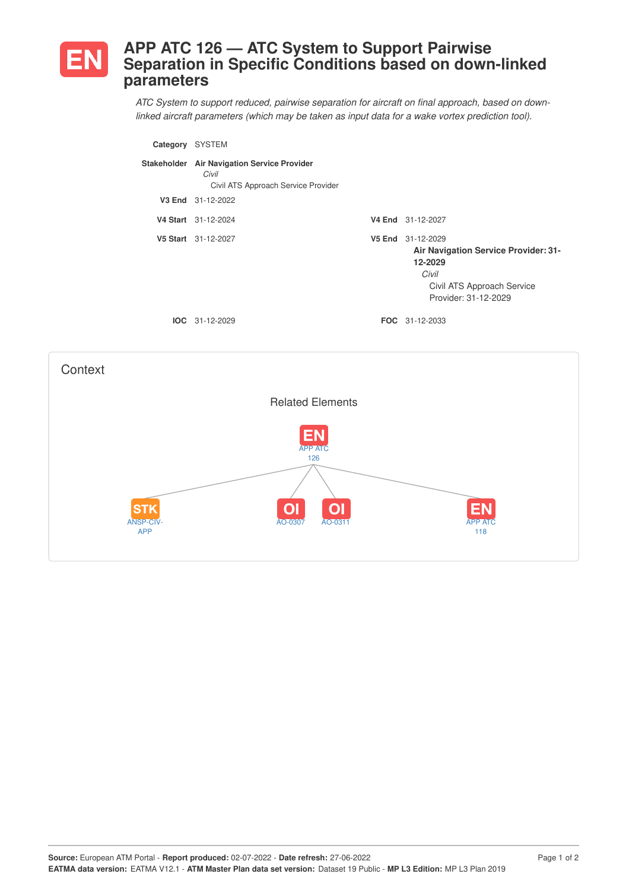# EN APP ATC 126 — ATC System to Support Pairwise Separation in Specific Conditions based on down-linked parameters

*ATC System to support reduced, pairwise separation for aircraft on final approach, based on down-linked aircraft parameters (which may be taken as input data for a wake vortex prediction tool).*

**Category** SYSTEM

**Stakeholder** **Air Navigation Service Provider**
*Civil*
Civil ATS Approach Service Provider

**V3 End** 31-12-2022

**V4 Start** 31-12-2024 **V4 End** 31-12-2027

**V5 Start** 31-12-2027 **V5 End** 31-12-2029
**Air Navigation Service Provider: 31-12-2029**
*Civil*
Civil ATS Approach Service Provider: 31-12-2029

**IOC** 31-12-2029 **FOC** 31-12-2033

## Context

### Related Elements

- EN APP ATC 126
  - STK ANSP-CIV-APP
  - OI AO-0307
  - OI AO-0311
  - EN APP ATC 118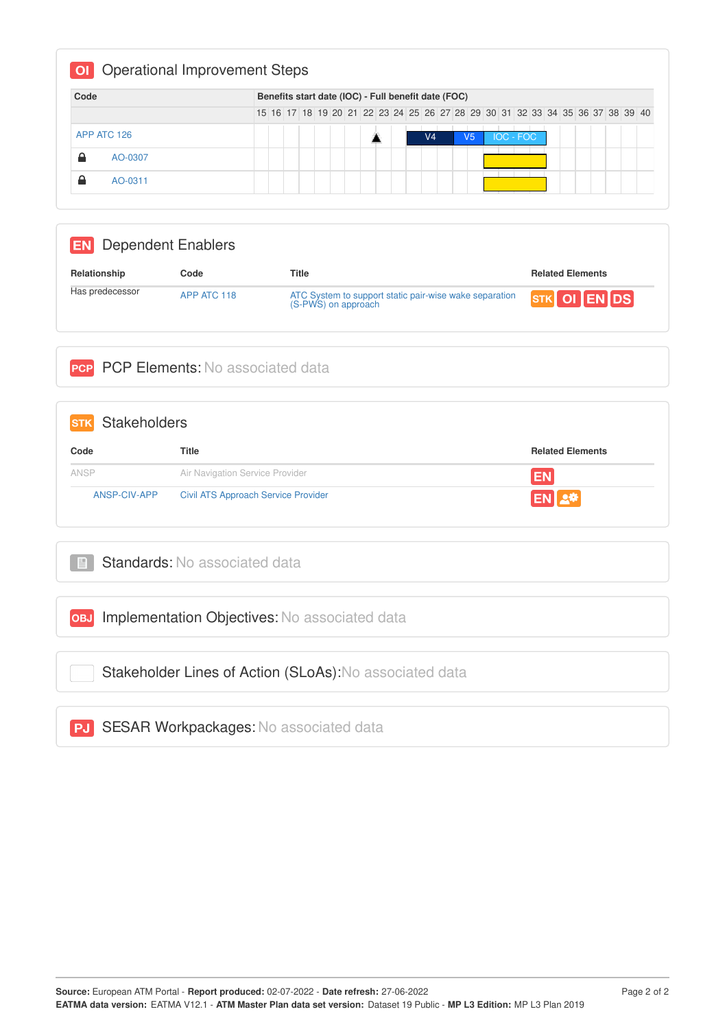## OI Operational Improvement Steps

| Code | Benefits start date (IOC) - Full benefit date (FOC) |
|---|---|
| | 15 16 17 18 19 20 21 22 23 24 25 26 27 28 29 30 31 32 33 34 35 36 37 38 39 40 |
| APP ATC 126 | ▲ V4 V5 IOC - FOC |
| AO-0307 | |
| AO-0311 | |

## EN Dependent Enablers

| Relationship | Code | Title | Related Elements |
|---|---|---|---|
| Has predecessor | APP ATC 118 | ATC System to support static pair-wise wake separation (S-PWS) on approach | STK OI EN DS |

## PCP PCP Elements: No associated data

## STK Stakeholders

| Code | Title | Related Elements |
|---|---|---|
| ANSP | Air Navigation Service Provider | EN |
| ANSP-CIV-APP | Civil ATS Approach Service Provider | EN |

## Standards: No associated data

## OBJ Implementation Objectives: No associated data

## Stakeholder Lines of Action (SLoAs): No associated data

## PJ SESAR Workpackages: No associated data

**Source:** European ATM Portal - **Report produced:** 02-07-2022 - **Date refresh:** 27-06-2022
**EATMA data version:** EATMA V12.1 - **ATM Master Plan data set version:** Dataset 19 Public - **MP L3 Edition:** MP L3 Plan 2019